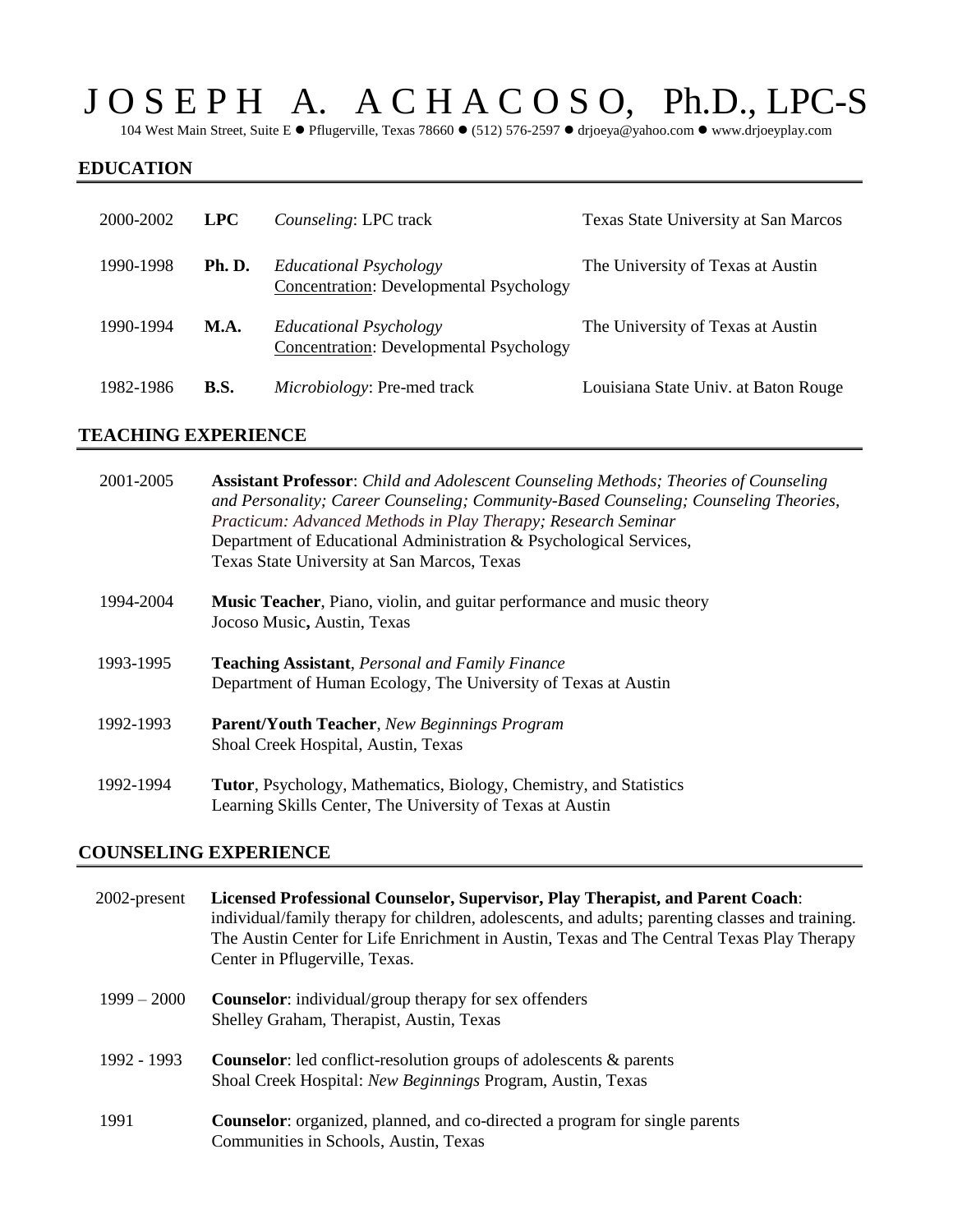# J O S E P H A. A C H A C O S O, Ph.D., LPC-S

104 West Main Street, Suite E ● Pflugerville, Texas 78660 ● (512) 576-2597 ● drjoeya@yahoo.com ● www.drjoeyplay.com

## EDUCATION

| | | | |
|---|---|---|---|
| 2000-2002 | **LPC** | *Counseling*: LPC track | Texas State University at San Marcos |
| 1990-1998 | **Ph. D.** | *Educational Psychology*<br>Concentration: Developmental Psychology | The University of Texas at Austin |
| 1990-1994 | **M.A.** | *Educational Psychology*<br>Concentration: Developmental Psychology | The University of Texas at Austin |
| 1982-1986 | **B.S.** | *Microbiology*: Pre-med track | Louisiana State Univ. at Baton Rouge |

## TEACHING EXPERIENCE

2001-2005 **Assistant Professor**: *Child and Adolescent Counseling Methods; Theories of Counseling and Personality; Career Counseling; Community-Based Counseling; Counseling Theories, Practicum: Advanced Methods in Play Therapy; Research Seminar*
Department of Educational Administration & Psychological Services,
Texas State University at San Marcos, Texas

1994-2004 **Music Teacher**, Piano, violin, and guitar performance and music theory
Jocoso Music**,** Austin, Texas

1993-1995 **Teaching Assistant**, *Personal and Family Finance*
Department of Human Ecology, The University of Texas at Austin

1992-1993 **Parent/Youth Teacher**, *New Beginnings Program*
Shoal Creek Hospital, Austin, Texas

1992-1994 **Tutor**, Psychology, Mathematics, Biology, Chemistry, and Statistics
Learning Skills Center, The University of Texas at Austin

## COUNSELING EXPERIENCE

2002-present **Licensed Professional Counselor, Supervisor, Play Therapist, and Parent Coach**: individual/family therapy for children, adolescents, and adults; parenting classes and training. The Austin Center for Life Enrichment in Austin, Texas and The Central Texas Play Therapy Center in Pflugerville, Texas.

1999 – 2000 **Counselor**: individual/group therapy for sex offenders
Shelley Graham, Therapist, Austin, Texas

1992 - 1993 **Counselor**: led conflict-resolution groups of adolescents & parents
Shoal Creek Hospital: *New Beginnings* Program, Austin, Texas

1991 **Counselor**: organized, planned, and co-directed a program for single parents
Communities in Schools, Austin, Texas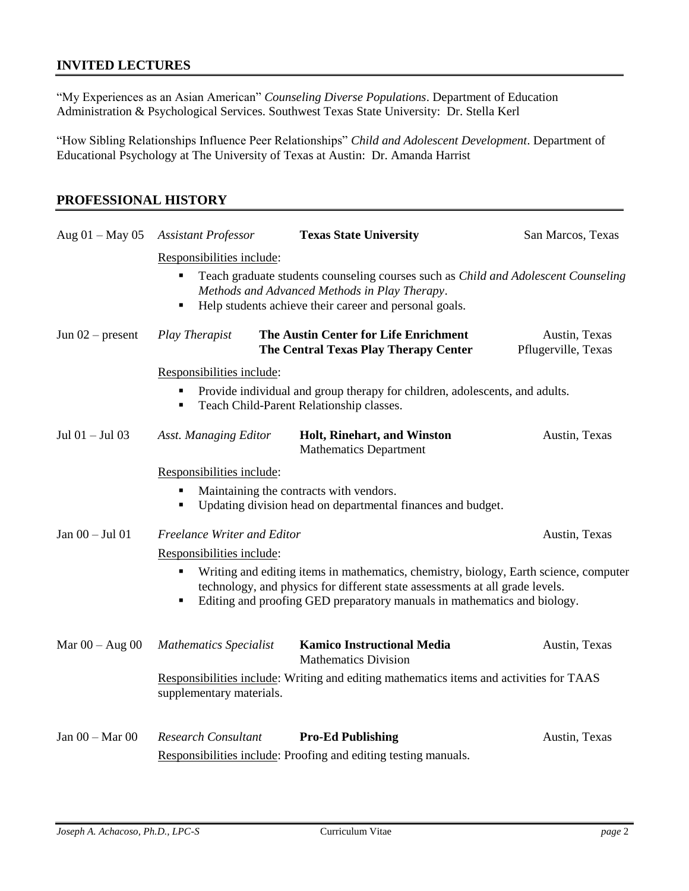## INVITED LECTURES

"My Experiences as an Asian American" *Counseling Diverse Populations*. Department of Education Administration & Psychological Services. Southwest Texas State University: Dr. Stella Kerl

"How Sibling Relationships Influence Peer Relationships" *Child and Adolescent Development*. Department of Educational Psychology at The University of Texas at Austin: Dr. Amanda Harrist

## PROFESSIONAL HISTORY

Aug 01 – May 05 *Assistant Professor* **Texas State University** San Marcos, Texas

Responsibilities include:

- Teach graduate students counseling courses such as *Child and Adolescent Counseling Methods and Advanced Methods in Play Therapy*.
- Help students achieve their career and personal goals.

Jun 02 – present *Play Therapist* **The Austin Center for Life Enrichment** Austin, Texas
**The Central Texas Play Therapy Center** Pflugerville, Texas

Responsibilities include:

- Provide individual and group therapy for children, adolescents, and adults.
- Teach Child-Parent Relationship classes.

Jul 01 – Jul 03 *Asst. Managing Editor* **Holt, Rinehart, and Winston** Austin, Texas
Mathematics Department

Responsibilities include:

- Maintaining the contracts with vendors.
- Updating division head on departmental finances and budget.

Jan 00 – Jul 01 *Freelance Writer and Editor* Austin, Texas

Responsibilities include:

- Writing and editing items in mathematics, chemistry, biology, Earth science, computer technology, and physics for different state assessments at all grade levels.
- Editing and proofing GED preparatory manuals in mathematics and biology.

Mar 00 – Aug 00 *Mathematics Specialist* **Kamico Instructional Media** Austin, Texas
Mathematics Division

Responsibilities include: Writing and editing mathematics items and activities for TAAS supplementary materials.

Jan 00 – Mar 00 *Research Consultant* **Pro-Ed Publishing** Austin, Texas

Responsibilities include: Proofing and editing testing manuals.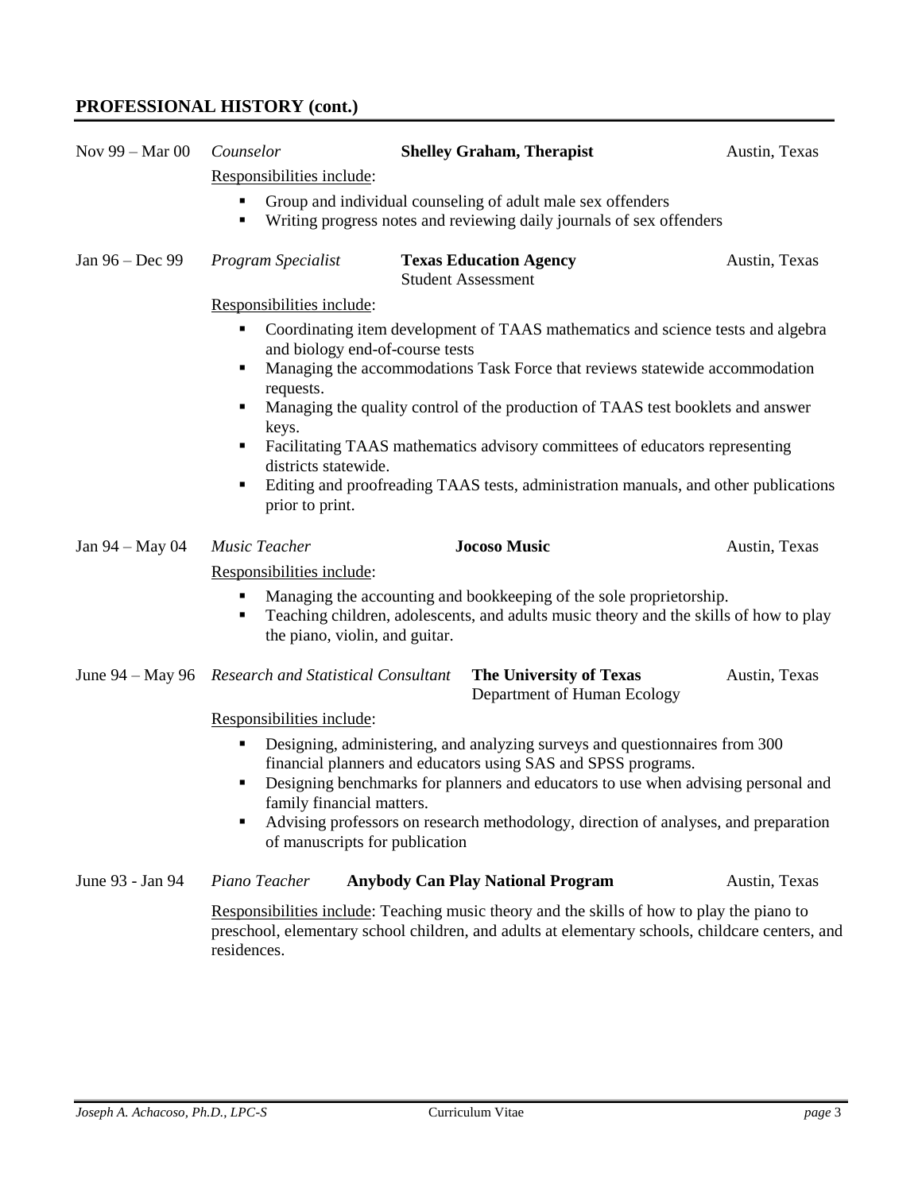## PROFESSIONAL HISTORY (cont.)

Nov 99 – Mar 00 *Counselor* **Shelley Graham, Therapist** Austin, Texas

Responsibilities include:

- Group and individual counseling of adult male sex offenders
- Writing progress notes and reviewing daily journals of sex offenders

Jan 96 – Dec 99 *Program Specialist* **Texas Education Agency** Austin, Texas
Student Assessment

Responsibilities include:

- Coordinating item development of TAAS mathematics and science tests and algebra and biology end-of-course tests
- Managing the accommodations Task Force that reviews statewide accommodation requests.
- Managing the quality control of the production of TAAS test booklets and answer keys.
- Facilitating TAAS mathematics advisory committees of educators representing districts statewide.
- Editing and proofreading TAAS tests, administration manuals, and other publications prior to print.

Jan 94 – May 04 *Music Teacher* **Jocoso Music** Austin, Texas

Responsibilities include:

- Managing the accounting and bookkeeping of the sole proprietorship.
- Teaching children, adolescents, and adults music theory and the skills of how to play the piano, violin, and guitar.

June 94 – May 96 *Research and Statistical Consultant* **The University of Texas** Austin, Texas
Department of Human Ecology

Responsibilities include:

- Designing, administering, and analyzing surveys and questionnaires from 300 financial planners and educators using SAS and SPSS programs.
- Designing benchmarks for planners and educators to use when advising personal and family financial matters.
- Advising professors on research methodology, direction of analyses, and preparation of manuscripts for publication

June 93 - Jan 94 *Piano Teacher* **Anybody Can Play National Program** Austin, Texas

Responsibilities include: Teaching music theory and the skills of how to play the piano to preschool, elementary school children, and adults at elementary schools, childcare centers, and residences.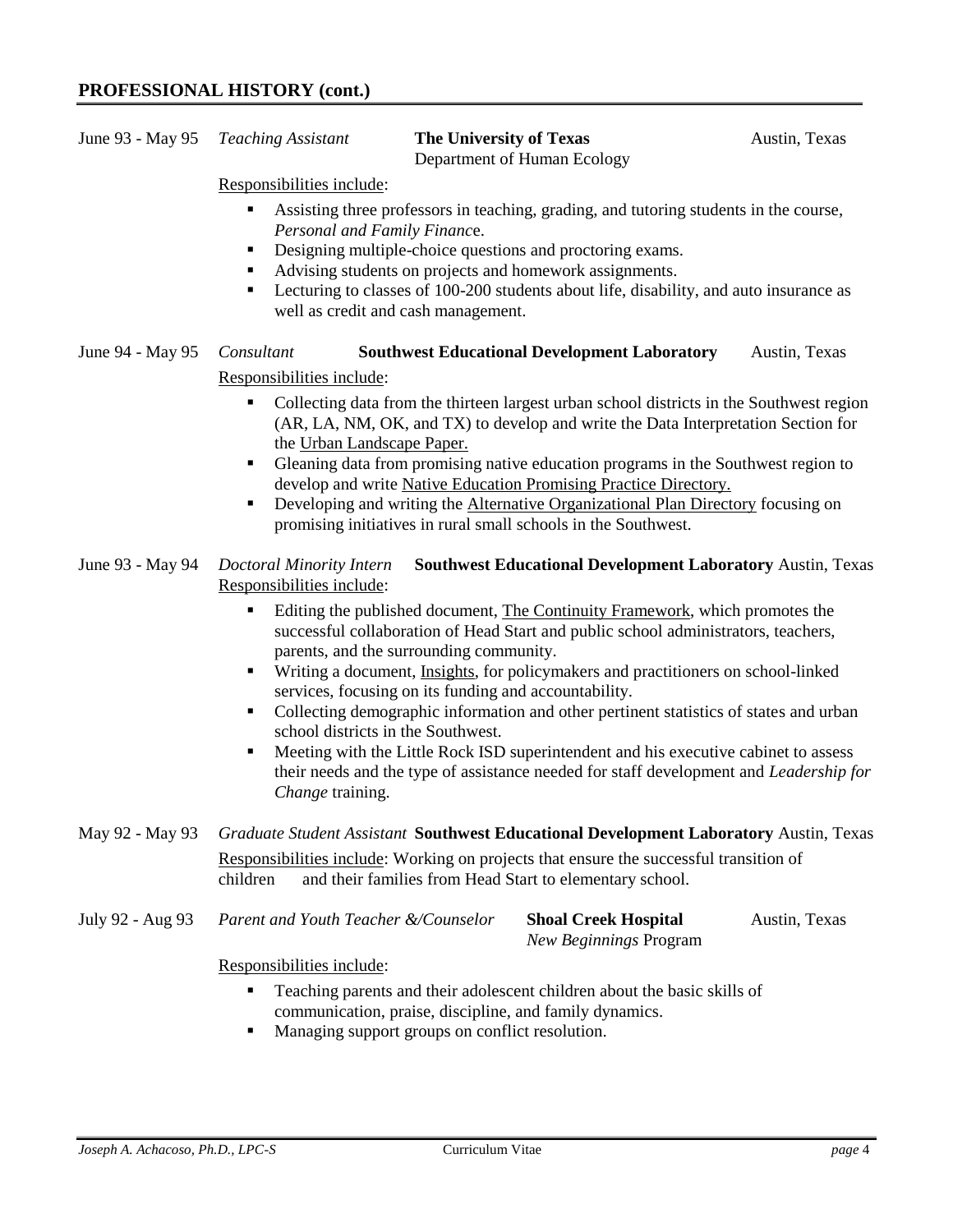## PROFESSIONAL HISTORY (cont.)

June 93 - May 95 *Teaching Assistant* **The University of Texas** Austin, Texas
Department of Human Ecology

Responsibilities include:

- Assisting three professors in teaching, grading, and tutoring students in the course, *Personal and Family Financ*e.
- Designing multiple-choice questions and proctoring exams.
- Advising students on projects and homework assignments.
- Lecturing to classes of 100-200 students about life, disability, and auto insurance as well as credit and cash management.

June 94 - May 95 *Consultant* **Southwest Educational Development Laboratory** Austin, Texas

Responsibilities include:

- Collecting data from the thirteen largest urban school districts in the Southwest region (AR, LA, NM, OK, and TX) to develop and write the Data Interpretation Section for the Urban Landscape Paper.
- Gleaning data from promising native education programs in the Southwest region to develop and write Native Education Promising Practice Directory.
- Developing and writing the Alternative Organizational Plan Directory focusing on promising initiatives in rural small schools in the Southwest.

June 93 - May 94 *Doctoral Minority Intern* **Southwest Educational Development Laboratory** Austin, Texas

Responsibilities include:

- Editing the published document, The Continuity Framework, which promotes the successful collaboration of Head Start and public school administrators, teachers, parents, and the surrounding community.
- Writing a document, Insights, for policymakers and practitioners on school-linked services, focusing on its funding and accountability.
- Collecting demographic information and other pertinent statistics of states and urban school districts in the Southwest.
- Meeting with the Little Rock ISD superintendent and his executive cabinet to assess their needs and the type of assistance needed for staff development and *Leadership for Change* training.

May 92 - May 93 *Graduate Student Assistant* **Southwest Educational Development Laboratory** Austin, Texas

Responsibilities include: Working on projects that ensure the successful transition of children and their families from Head Start to elementary school.

July 92 - Aug 93 *Parent and Youth Teacher &/Counselor* **Shoal Creek Hospital** Austin, Texas
*New Beginnings* Program

Responsibilities include:

- Teaching parents and their adolescent children about the basic skills of communication, praise, discipline, and family dynamics.
- Managing support groups on conflict resolution.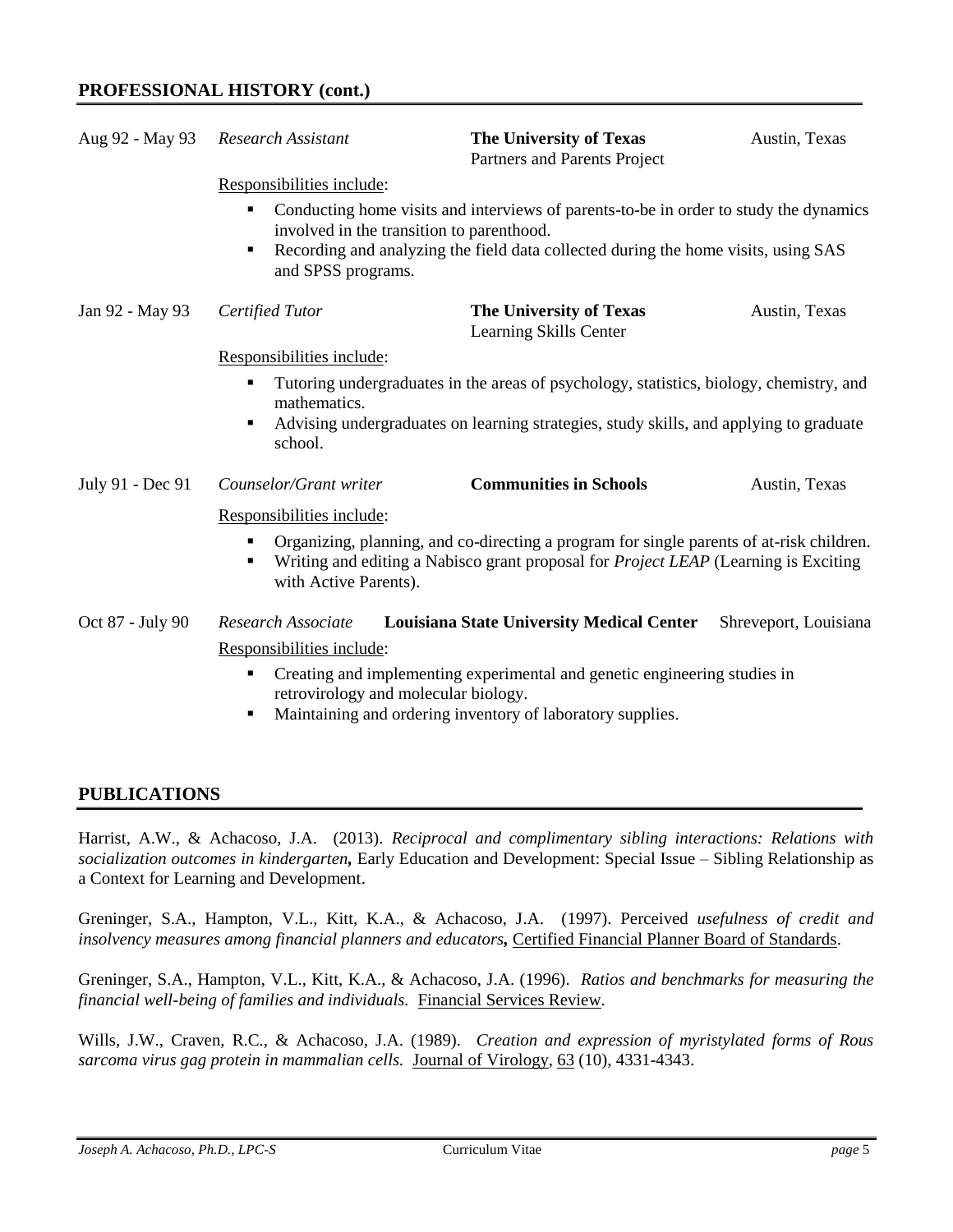## PROFESSIONAL HISTORY (cont.)

Aug 92 - May 93 *Research Assistant* **The University of Texas** Partners and Parents Project — Austin, Texas

Responsibilities include:

- Conducting home visits and interviews of parents-to-be in order to study the dynamics involved in the transition to parenthood.
- Recording and analyzing the field data collected during the home visits, using SAS and SPSS programs.

Jan 92 - May 93 *Certified Tutor* **The University of Texas** Learning Skills Center — Austin, Texas

Responsibilities include:

- Tutoring undergraduates in the areas of psychology, statistics, biology, chemistry, and mathematics.
- Advising undergraduates on learning strategies, study skills, and applying to graduate school.

July 91 - Dec 91 *Counselor/Grant writer* **Communities in Schools** — Austin, Texas

Responsibilities include:

- Organizing, planning, and co-directing a program for single parents of at-risk children.
- Writing and editing a Nabisco grant proposal for *Project LEAP* (Learning is Exciting with Active Parents).

Oct 87 - July 90 *Research Associate* **Louisiana State University Medical Center** — Shreveport, Louisiana

Responsibilities include:

- Creating and implementing experimental and genetic engineering studies in retrovirology and molecular biology.
- Maintaining and ordering inventory of laboratory supplies.

## PUBLICATIONS

Harrist, A.W., & Achacoso, J.A. (2013). *Reciprocal and complimentary sibling interactions: Relations with socialization outcomes in kindergarten,* Early Education and Development: Special Issue – Sibling Relationship as a Context for Learning and Development.

Greninger, S.A., Hampton, V.L., Kitt, K.A., & Achacoso, J.A. (1997). Perceived *usefulness of credit and insolvency measures among financial planners and educators,* Certified Financial Planner Board of Standards.

Greninger, S.A., Hampton, V.L., Kitt, K.A., & Achacoso, J.A. (1996). *Ratios and benchmarks for measuring the financial well-being of families and individuals.* Financial Services Review.

Wills, J.W., Craven, R.C., & Achacoso, J.A. (1989). *Creation and expression of myristylated forms of Rous sarcoma virus gag protein in mammalian cells.* Journal of Virology, 63 (10), 4331-4343.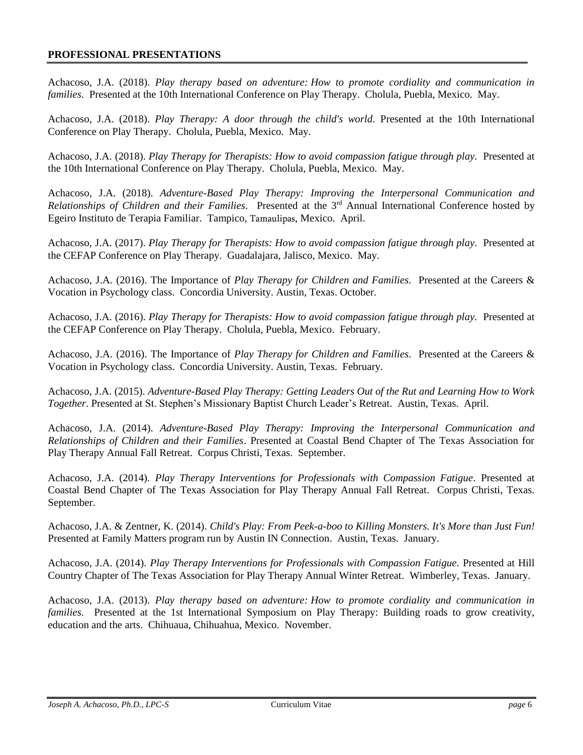## PROFESSIONAL PRESENTATIONS

Achacoso, J.A. (2018). *Play therapy based on adventure: How to promote cordiality and communication in families.* Presented at the 10th International Conference on Play Therapy. Cholula, Puebla, Mexico. May.

Achacoso, J.A. (2018). *Play Therapy: A door through the child's world.* Presented at the 10th International Conference on Play Therapy. Cholula, Puebla, Mexico. May.

Achacoso, J.A. (2018). *Play Therapy for Therapists: How to avoid compassion fatigue through play.* Presented at the 10th International Conference on Play Therapy. Cholula, Puebla, Mexico. May.

Achacoso, J.A. (2018). *Adventure-Based Play Therapy: Improving the Interpersonal Communication and Relationships of Children and their Families*. Presented at the 3rd Annual International Conference hosted by Egeiro Instituto de Terapia Familiar. Tampico, Tamaulipas, Mexico. April.

Achacoso, J.A. (2017). *Play Therapy for Therapists: How to avoid compassion fatigue through play.* Presented at the CEFAP Conference on Play Therapy. Guadalajara, Jalisco, Mexico. May.

Achacoso, J.A. (2016). The Importance of *Play Therapy for Children and Families*. Presented at the Careers & Vocation in Psychology class. Concordia University. Austin, Texas. October.

Achacoso, J.A. (2016). *Play Therapy for Therapists: How to avoid compassion fatigue through play.* Presented at the CEFAP Conference on Play Therapy. Cholula, Puebla, Mexico. February.

Achacoso, J.A. (2016). The Importance of *Play Therapy for Children and Families.* Presented at the Careers & Vocation in Psychology class. Concordia University. Austin, Texas. February.

Achacoso, J.A. (2015). *Adventure-Based Play Therapy: Getting Leaders Out of the Rut and Learning How to Work Together*. Presented at St. Stephen's Missionary Baptist Church Leader's Retreat. Austin, Texas. April.

Achacoso, J.A. (2014). *Adventure-Based Play Therapy: Improving the Interpersonal Communication and Relationships of Children and their Families*. Presented at Coastal Bend Chapter of The Texas Association for Play Therapy Annual Fall Retreat. Corpus Christi, Texas. September.

Achacoso, J.A. (2014). *Play Therapy Interventions for Professionals with Compassion Fatigue*. Presented at Coastal Bend Chapter of The Texas Association for Play Therapy Annual Fall Retreat. Corpus Christi, Texas. September.

Achacoso, J.A. & Zentner, K. (2014). *Child's Play: From Peek-a-boo to Killing Monsters. It's More than Just Fun!* Presented at Family Matters program run by Austin IN Connection. Austin, Texas. January.

Achacoso, J.A. (2014). *Play Therapy Interventions for Professionals with Compassion Fatigue.* Presented at Hill Country Chapter of The Texas Association for Play Therapy Annual Winter Retreat. Wimberley, Texas. January.

Achacoso, J.A. (2013). *Play therapy based on adventure: How to promote cordiality and communication in families.* Presented at the 1st International Symposium on Play Therapy: Building roads to grow creativity, education and the arts. Chihuaua, Chihuahua, Mexico. November.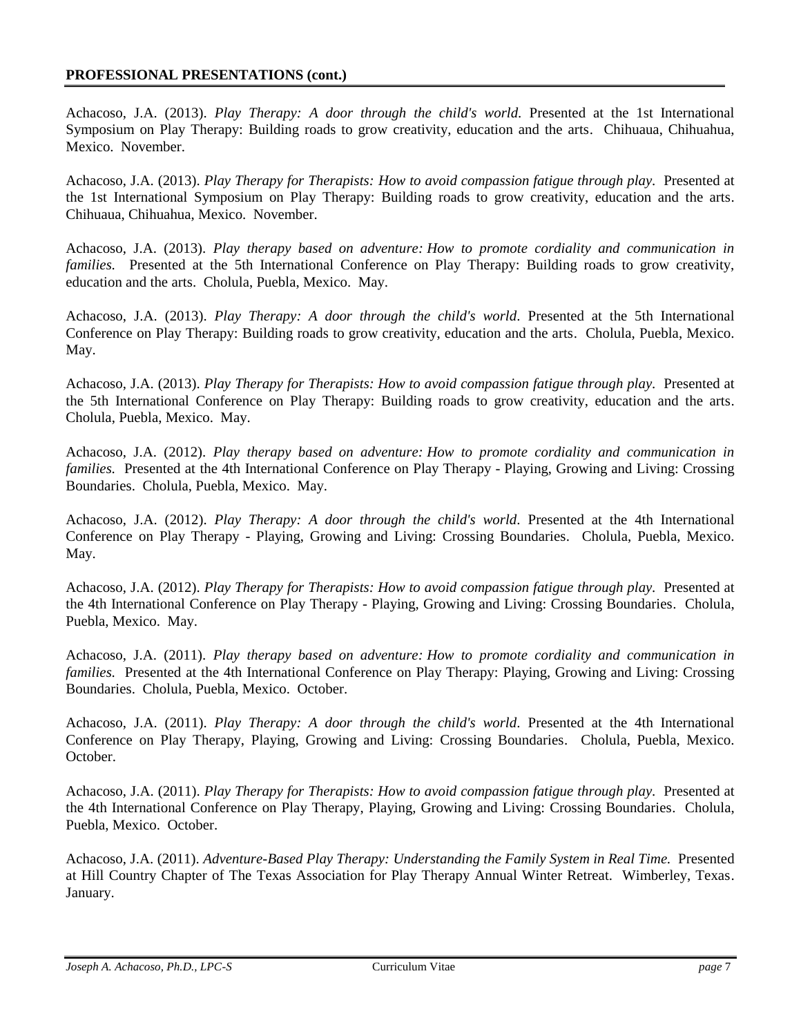## PROFESSIONAL PRESENTATIONS (cont.)

Achacoso, J.A. (2013). *Play Therapy: A door through the child's world.* Presented at the 1st International Symposium on Play Therapy: Building roads to grow creativity, education and the arts. Chihuaua, Chihuahua, Mexico. November.

Achacoso, J.A. (2013). *Play Therapy for Therapists: How to avoid compassion fatigue through play.* Presented at the 1st International Symposium on Play Therapy: Building roads to grow creativity, education and the arts. Chihuaua, Chihuahua, Mexico. November.

Achacoso, J.A. (2013). *Play therapy based on adventure: How to promote cordiality and communication in families.* Presented at the 5th International Conference on Play Therapy: Building roads to grow creativity, education and the arts. Cholula, Puebla, Mexico. May.

Achacoso, J.A. (2013). *Play Therapy: A door through the child's world*. Presented at the 5th International Conference on Play Therapy: Building roads to grow creativity, education and the arts. Cholula, Puebla, Mexico. May.

Achacoso, J.A. (2013). *Play Therapy for Therapists: How to avoid compassion fatigue through play.* Presented at the 5th International Conference on Play Therapy: Building roads to grow creativity, education and the arts. Cholula, Puebla, Mexico. May.

Achacoso, J.A. (2012). *Play therapy based on adventure: How to promote cordiality and communication in families.* Presented at the 4th International Conference on Play Therapy - Playing, Growing and Living: Crossing Boundaries. Cholula, Puebla, Mexico. May.

Achacoso, J.A. (2012). *Play Therapy: A door through the child's world*. Presented at the 4th International Conference on Play Therapy - Playing, Growing and Living: Crossing Boundaries. Cholula, Puebla, Mexico. May.

Achacoso, J.A. (2012). *Play Therapy for Therapists: How to avoid compassion fatigue through play.* Presented at the 4th International Conference on Play Therapy - Playing, Growing and Living: Crossing Boundaries. Cholula, Puebla, Mexico. May.

Achacoso, J.A. (2011). *Play therapy based on adventure: How to promote cordiality and communication in families.* Presented at the 4th International Conference on Play Therapy: Playing, Growing and Living: Crossing Boundaries. Cholula, Puebla, Mexico. October.

Achacoso, J.A. (2011). *Play Therapy: A door through the child's world*. Presented at the 4th International Conference on Play Therapy, Playing, Growing and Living: Crossing Boundaries. Cholula, Puebla, Mexico. October.

Achacoso, J.A. (2011). *Play Therapy for Therapists: How to avoid compassion fatigue through play.* Presented at the 4th International Conference on Play Therapy, Playing, Growing and Living: Crossing Boundaries. Cholula, Puebla, Mexico. October.

Achacoso, J.A. (2011). *Adventure-Based Play Therapy: Understanding the Family System in Real Time.* Presented at Hill Country Chapter of The Texas Association for Play Therapy Annual Winter Retreat. Wimberley, Texas. January.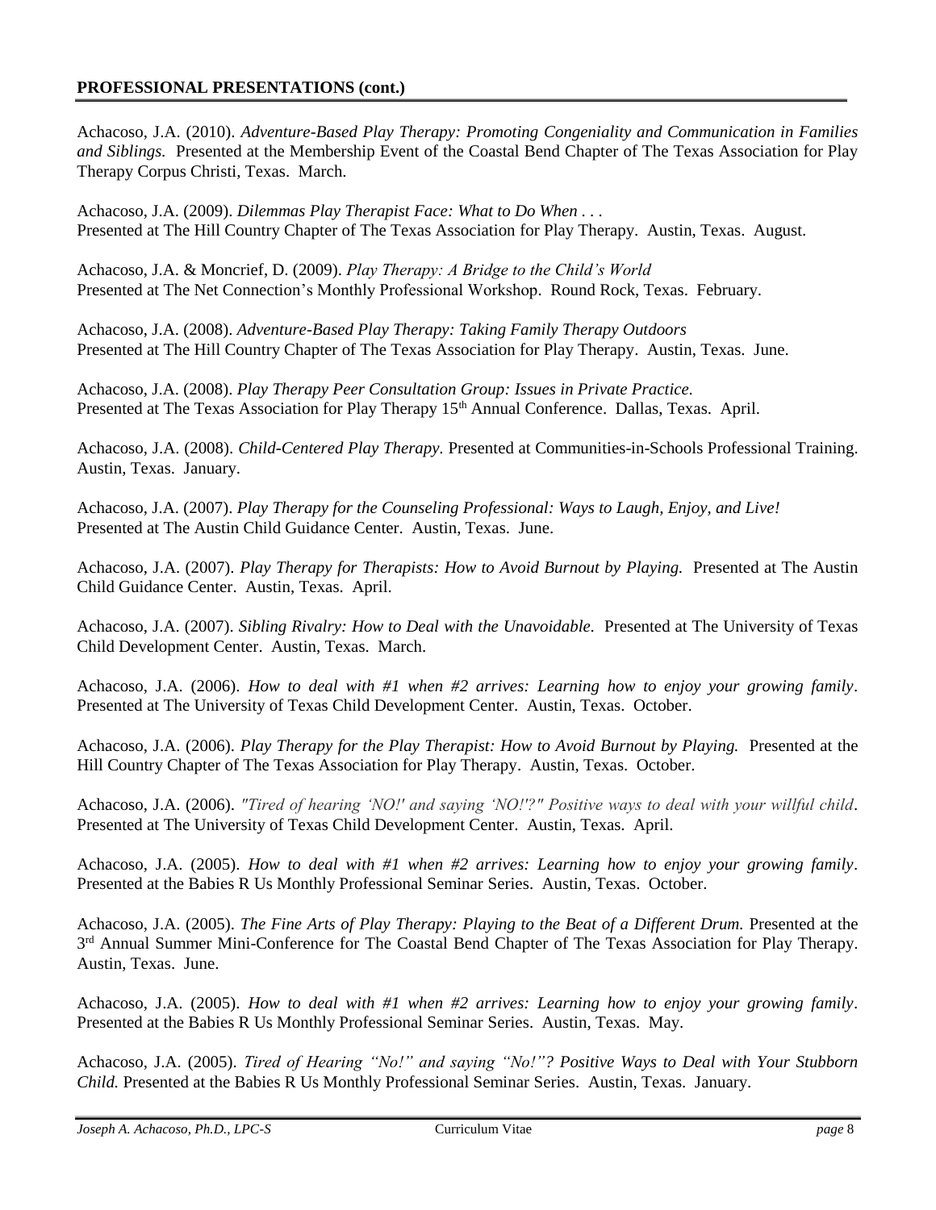## PROFESSIONAL PRESENTATIONS (cont.)

Achacoso, J.A. (2010). *Adventure-Based Play Therapy: Promoting Congeniality and Communication in Families and Siblings.* Presented at the Membership Event of the Coastal Bend Chapter of The Texas Association for Play Therapy Corpus Christi, Texas. March.

Achacoso, J.A. (2009). *Dilemmas Play Therapist Face: What to Do When . . .*
Presented at The Hill Country Chapter of The Texas Association for Play Therapy. Austin, Texas. August.

Achacoso, J.A. & Moncrief, D. (2009). *Play Therapy: A Bridge to the Child's World*
Presented at The Net Connection's Monthly Professional Workshop. Round Rock, Texas. February.

Achacoso, J.A. (2008). *Adventure-Based Play Therapy: Taking Family Therapy Outdoors*
Presented at The Hill Country Chapter of The Texas Association for Play Therapy. Austin, Texas. June.

Achacoso, J.A. (2008). *Play Therapy Peer Consultation Group: Issues in Private Practice.*
Presented at The Texas Association for Play Therapy 15th Annual Conference. Dallas, Texas. April.

Achacoso, J.A. (2008). *Child-Centered Play Therapy.* Presented at Communities-in-Schools Professional Training. Austin, Texas. January.

Achacoso, J.A. (2007). *Play Therapy for the Counseling Professional: Ways to Laugh, Enjoy, and Live!*
Presented at The Austin Child Guidance Center. Austin, Texas. June.

Achacoso, J.A. (2007). *Play Therapy for Therapists: How to Avoid Burnout by Playing.* Presented at The Austin Child Guidance Center. Austin, Texas. April.

Achacoso, J.A. (2007). *Sibling Rivalry: How to Deal with the Unavoidable.* Presented at The University of Texas Child Development Center. Austin, Texas. March.

Achacoso, J.A. (2006). *How to deal with #1 when #2 arrives: Learning how to enjoy your growing family*. Presented at The University of Texas Child Development Center. Austin, Texas. October.

Achacoso, J.A. (2006). *Play Therapy for the Play Therapist: How to Avoid Burnout by Playing.* Presented at the Hill Country Chapter of The Texas Association for Play Therapy. Austin, Texas. October.

Achacoso, J.A. (2006). *"Tired of hearing 'NO!' and saying 'NO!'?" Positive ways to deal with your willful child*. Presented at The University of Texas Child Development Center. Austin, Texas. April.

Achacoso, J.A. (2005). *How to deal with #1 when #2 arrives: Learning how to enjoy your growing family*. Presented at the Babies R Us Monthly Professional Seminar Series. Austin, Texas. October.

Achacoso, J.A. (2005). *The Fine Arts of Play Therapy: Playing to the Beat of a Different Drum.* Presented at the 3rd Annual Summer Mini-Conference for The Coastal Bend Chapter of The Texas Association for Play Therapy. Austin, Texas. June.

Achacoso, J.A. (2005). *How to deal with #1 when #2 arrives: Learning how to enjoy your growing family*. Presented at the Babies R Us Monthly Professional Seminar Series. Austin, Texas. May.

Achacoso, J.A. (2005). *Tired of Hearing "No!" and saying "No!"? Positive Ways to Deal with Your Stubborn Child.* Presented at the Babies R Us Monthly Professional Seminar Series. Austin, Texas. January.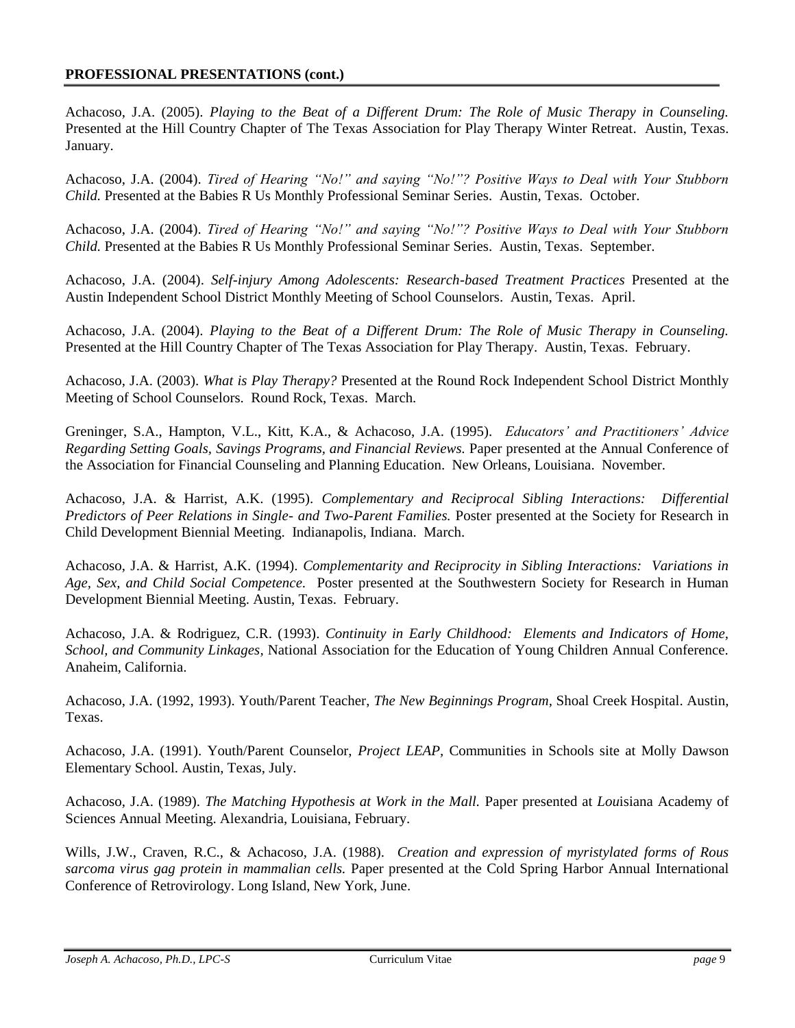## PROFESSIONAL PRESENTATIONS (cont.)

Achacoso, J.A. (2005). *Playing to the Beat of a Different Drum: The Role of Music Therapy in Counseling.* Presented at the Hill Country Chapter of The Texas Association for Play Therapy Winter Retreat. Austin, Texas. January.

Achacoso, J.A. (2004). *Tired of Hearing "No!" and saying "No!"? Positive Ways to Deal with Your Stubborn Child.* Presented at the Babies R Us Monthly Professional Seminar Series. Austin, Texas. October.

Achacoso, J.A. (2004). *Tired of Hearing "No!" and saying "No!"? Positive Ways to Deal with Your Stubborn Child.* Presented at the Babies R Us Monthly Professional Seminar Series. Austin, Texas. September.

Achacoso, J.A. (2004). *Self-injury Among Adolescents: Research-based Treatment Practices* Presented at the Austin Independent School District Monthly Meeting of School Counselors. Austin, Texas. April.

Achacoso, J.A. (2004). *Playing to the Beat of a Different Drum: The Role of Music Therapy in Counseling.* Presented at the Hill Country Chapter of The Texas Association for Play Therapy. Austin, Texas. February.

Achacoso, J.A. (2003). *What is Play Therapy?* Presented at the Round Rock Independent School District Monthly Meeting of School Counselors. Round Rock, Texas. March.

Greninger, S.A., Hampton, V.L., Kitt, K.A., & Achacoso, J.A. (1995). *Educators' and Practitioners' Advice Regarding Setting Goals, Savings Programs, and Financial Reviews.* Paper presented at the Annual Conference of the Association for Financial Counseling and Planning Education. New Orleans, Louisiana. November.

Achacoso, J.A. & Harrist, A.K. (1995). *Complementary and Reciprocal Sibling Interactions: Differential Predictors of Peer Relations in Single- and Two-Parent Families.* Poster presented at the Society for Research in Child Development Biennial Meeting. Indianapolis, Indiana. March.

Achacoso, J.A. & Harrist, A.K. (1994). *Complementarity and Reciprocity in Sibling Interactions: Variations in Age, Sex, and Child Social Competence.* Poster presented at the Southwestern Society for Research in Human Development Biennial Meeting. Austin, Texas. February.

Achacoso, J.A. & Rodriguez, C.R. (1993). *Continuity in Early Childhood: Elements and Indicators of Home, School, and Community Linkages,* National Association for the Education of Young Children Annual Conference. Anaheim, California.

Achacoso, J.A. (1992, 1993). Youth/Parent Teacher, *The New Beginnings Program,* Shoal Creek Hospital. Austin, Texas.

Achacoso, J.A. (1991). Youth/Parent Counselor, *Project LEAP,* Communities in Schools site at Molly Dawson Elementary School. Austin, Texas, July.

Achacoso, J.A. (1989). *The Matching Hypothesis at Work in the Mall.* Paper presented at *Lou*isiana Academy of Sciences Annual Meeting. Alexandria, Louisiana, February.

Wills, J.W., Craven, R.C., & Achacoso, J.A. (1988). *Creation and expression of myristylated forms of Rous sarcoma virus gag protein in mammalian cells.* Paper presented at the Cold Spring Harbor Annual International Conference of Retrovirology. Long Island, New York, June.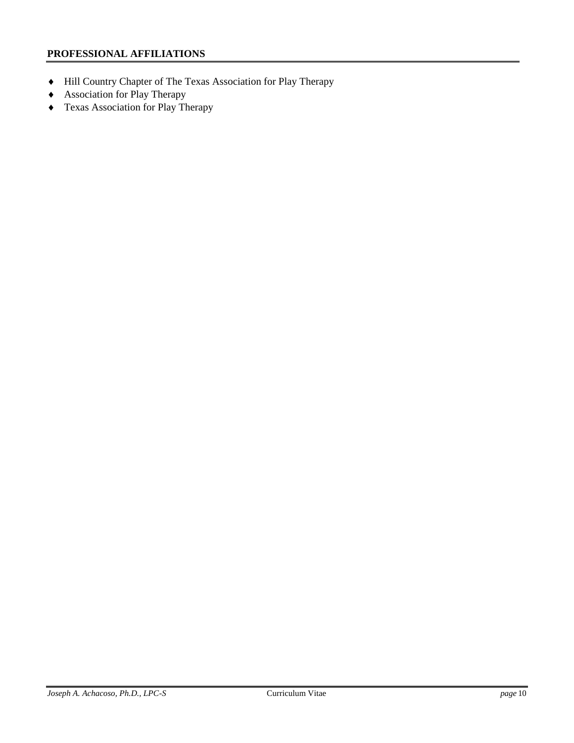## PROFESSIONAL AFFILIATIONS

- Hill Country Chapter of The Texas Association for Play Therapy
- Association for Play Therapy
- Texas Association for Play Therapy